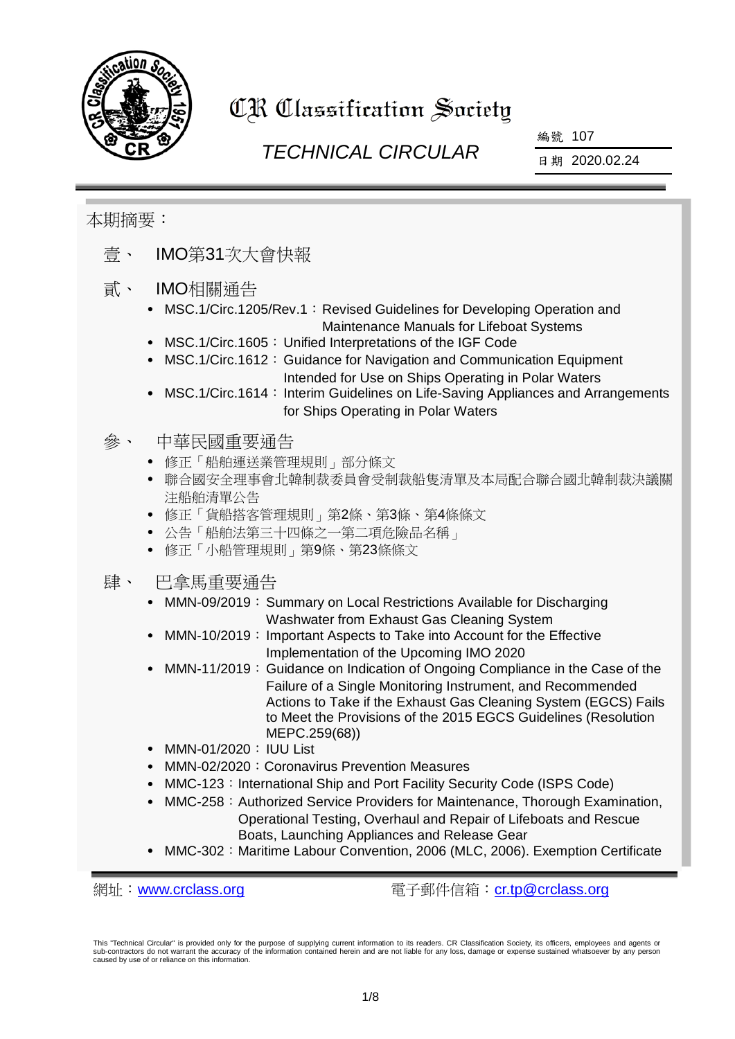# CR Classification Society

## *TECHNICAL CIRCULAR*

編號 107

日期 2020.02.24

本期摘要：

壹、 IMO第31次大會快報

貳、 IMO相關通告

- MSC.1/Circ.1205/Rev.1：Revised Guidelines for Developing Operation and Maintenance Manuals for Lifeboat Systems
- MSC.1/Circ.1605：Unified Interpretations of the IGF Code
- MSC.1/Circ.1612：Guidance for Navigation and Communication Equipment Intended for Use on Ships Operating in Polar Waters
- MSC.1/Circ.1614：Interim Guidelines on Life-Saving Appliances and Arrangements for Ships Operating in Polar Waters

參、 中華民國重要通告

- 修正「船舶運送業管理規則」部分條文
- 聯合國安全理事會北韓制裁委員會受制裁船隻清單及本局配合聯合國北韓制裁決議關注船舶清單公告
- 修正「貨船搭客管理規則」第2條、第3條、第4條條文
- 公告「船舶法第三十四條之一第二項危險品名稱」
- 修正「小船管理規則」第9條、第23條條文

肆、 巴拿馬重要通告

- MMN-09/2019：Summary on Local Restrictions Available for Discharging Washwater from Exhaust Gas Cleaning System
- MMN-10/2019：Important Aspects to Take into Account for the Effective Implementation of the Upcoming IMO 2020
- MMN-11/2019：Guidance on Indication of Ongoing Compliance in the Case of the Failure of a Single Monitoring Instrument, and Recommended Actions to Take if the Exhaust Gas Cleaning System (EGCS) Fails to Meet the Provisions of the 2015 EGCS Guidelines (Resolution MEPC.259(68))
- MMN-01/2020：IUU List
- MMN-02/2020：Coronavirus Prevention Measures
- MMC-123：International Ship and Port Facility Security Code (ISPS Code)
- MMC-258：Authorized Service Providers for Maintenance, Thorough Examination, Operational Testing, Overhaul and Repair of Lifeboats and Rescue Boats, Launching Appliances and Release Gear
- MMC-302：Maritime Labour Convention, 2006 (MLC, 2006). Exemption Certificate

網址：www.crclass.org　　　　電子郵件信箱：cr.tp@crclass.org

This "Technical Circular" is provided only for the purpose of supplying current information to its readers. CR Classification Society, its officers, employees and agents or sub-contractors do not warrant the accuracy of the information contained herein and are not liable for any loss, damage or expense sustained whatsoever by any person caused by use of or reliance on this information.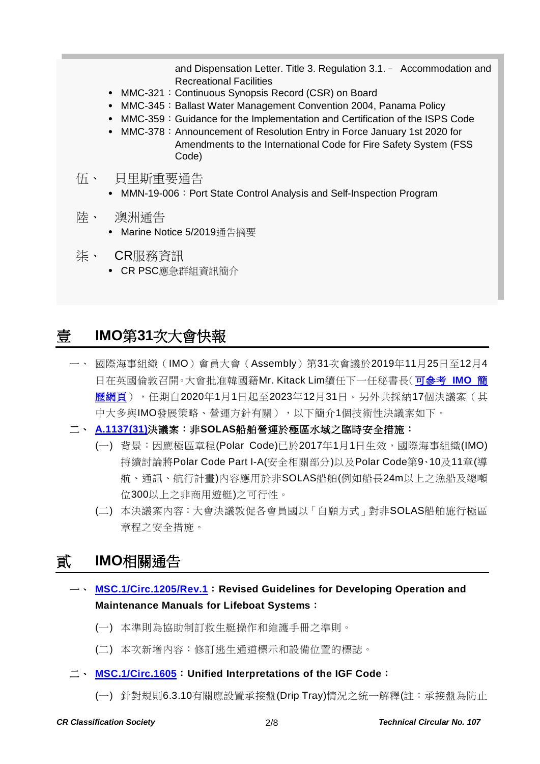and Dispensation Letter. Title 3. Regulation 3.1. – Accommodation and Recreational Facilities

- MMC-321：Continuous Synopsis Record (CSR) on Board
- MMC-345：Ballast Water Management Convention 2004, Panama Policy
- MMC-359：Guidance for the Implementation and Certification of the ISPS Code
- MMC-378：Announcement of Resolution Entry in Force January 1st 2020 for Amendments to the International Code for Fire Safety System (FSS Code)

伍、 貝里斯重要通告

- MMN-19-006：Port State Control Analysis and Self-Inspection Program

陸、 澳洲通告

- Marine Notice 5/2019通告摘要

柒、 CR服務資訊

- CR PSC應急群組資訊簡介

# 壹 IMO第31次大會快報

一、 國際海事組織（IMO）會員大會（Assembly）第31次會議於2019年11月25日至12月4日在英國倫敦召開。大會批准韓國籍Mr. Kitack Lim續任下一任秘書長(可參考 IMO 簡歷網頁)，任期自2020年1月1日起至2023年12月31日。另外共採納17個決議案（其中大多與IMO發展策略、營運方針有關），以下簡介1個技術性決議案如下。

二、 **A.1137(31)決議案：非SOLAS船舶營運於極區水域之臨時安全措施：**

(一) 背景：因應極區章程(Polar Code)已於2017年1月1日生效，國際海事組織(IMO)持續討論將Polar Code Part I-A(安全相關部分)以及Polar Code第9、10及11章(導航、通訊、航行計畫)內容應用於非SOLAS船舶(例如船長24m以上之漁船及總噸位300以上之非商用遊艇)之可行性。

(二) 本決議案內容：大會決議敦促各會員國以「自願方式」對非SOLAS船舶施行極區章程之安全措施。

# 貳 IMO相關通告

一、 **MSC.1/Circ.1205/Rev.1：Revised Guidelines for Developing Operation and Maintenance Manuals for Lifeboat Systems：**

(一) 本準則為協助制訂救生艇操作和維護手冊之準則。

(二) 本次新增內容：修訂逃生通道標示和設備位置的標誌。

二、 **MSC.1/Circ.1605：Unified Interpretations of the IGF Code：**

(一) 針對規則6.3.10有關應設置承接盤(Drip Tray)情況之統一解釋(註：承接盤為防止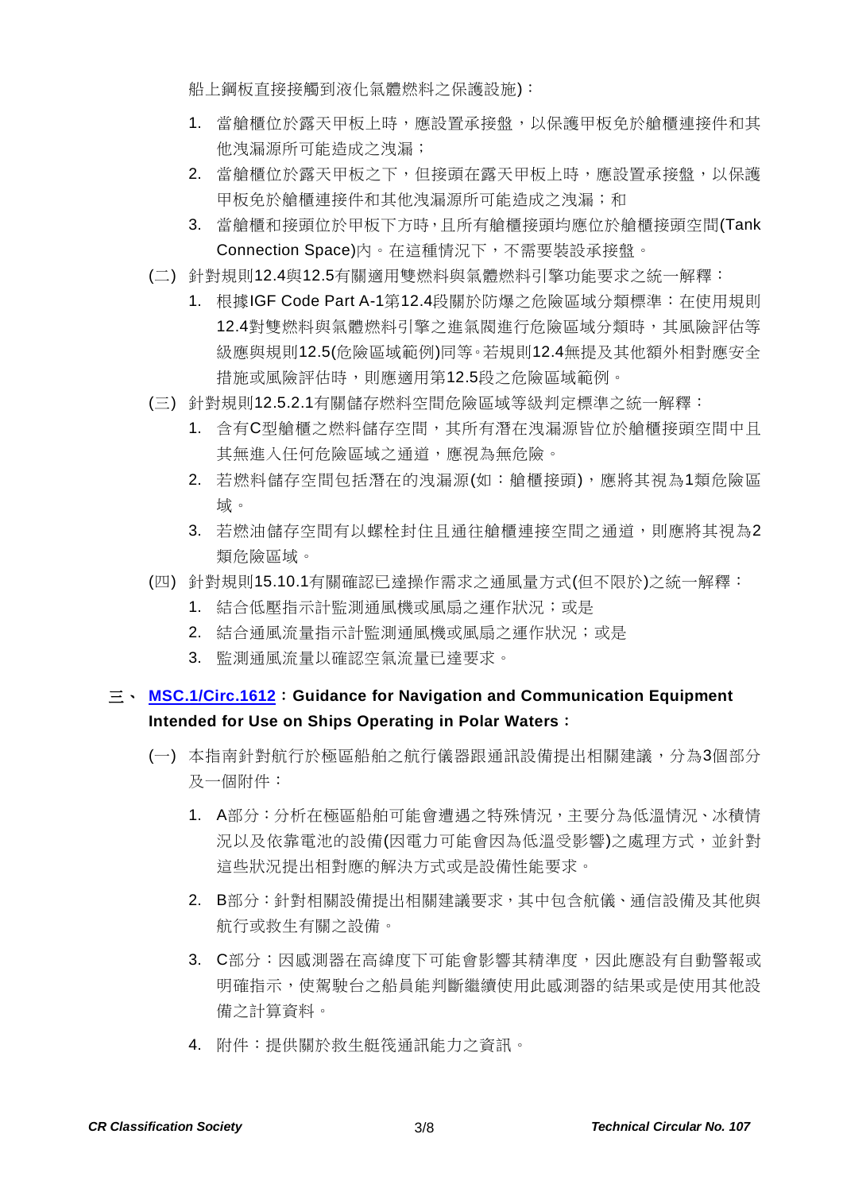船上鋼板直接接觸到液化氣體燃料之保護設施)：

1. 當艙櫃位於露天甲板上時，應設置承接盤，以保護甲板免於艙櫃連接件和其他洩漏源所可能造成之洩漏；
2. 當艙櫃位於露天甲板之下，但接頭在露天甲板上時，應設置承接盤，以保護甲板免於艙櫃連接件和其他洩漏源所可能造成之洩漏；和
3. 當艙櫃和接頭位於甲板下方時，且所有艙櫃接頭均應位於艙櫃接頭空間(Tank Connection Space)內。在這種情況下，不需要裝設承接盤。

(二) 針對規則12.4與12.5有關適用雙燃料與氣體燃料引擎功能要求之統一解釋：

1. 根據IGF Code Part A-1第12.4段關於防爆之危險區域分類標準：在使用規則12.4對雙燃料與氣體燃料引擎之進氣閥進行危險區域分類時，其風險評估等級應與規則12.5(危險區域範例)同等。若規則12.4無提及其他額外相對應安全措施或風險評估時，則應適用第12.5段之危險區域範例。

(三) 針對規則12.5.2.1有關儲存燃料空間危險區域等級判定標準之統一解釋：

1. 含有C型艙櫃之燃料儲存空間，其所有潛在洩漏源皆位於艙櫃接頭空間中且其無進入任何危險區域之通道，應視為無危險。
2. 若燃料儲存空間包括潛在的洩漏源(如：艙櫃接頭)，應將其視為1類危險區域。
3. 若燃油儲存空間有以螺栓封住且通往艙櫃連接空間之通道，則應將其視為2類危險區域。

(四) 針對規則15.10.1有關確認已達操作需求之通風量方式(但不限於)之統一解釋：

1. 結合低壓指示計監測通風機或風扇之運作狀況；或是
2. 結合通風流量指示計監測通風機或風扇之運作狀況；或是
3. 監測通風流量以確認空氣流量已達要求。

## 三、 **MSC.1/Circ.1612**：**Guidance for Navigation and Communication Equipment Intended for Use on Ships Operating in Polar Waters**：

(一) 本指南針對航行於極區船舶之航行儀器跟通訊設備提出相關建議，分為3個部分及一個附件：

1. A部分：分析在極區船舶可能會遭遇之特殊情況，主要分為低溫情況、冰積情況以及依靠電池的設備(因電力可能會因為低溫受影響)之處理方式，並針對這些狀況提出相對應的解決方式或是設備性能要求。
2. B部分：針對相關設備提出相關建議要求，其中包含航儀、通信設備及其他與航行或救生有關之設備。
3. C部分：因感測器在高緯度下可能會影響其精準度，因此應設有自動警報或明確指示，使駕駛台之船員能判斷繼續使用此感測器的結果或是使用其他設備之計算資料。
4. 附件：提供關於救生艇筏通訊能力之資訊。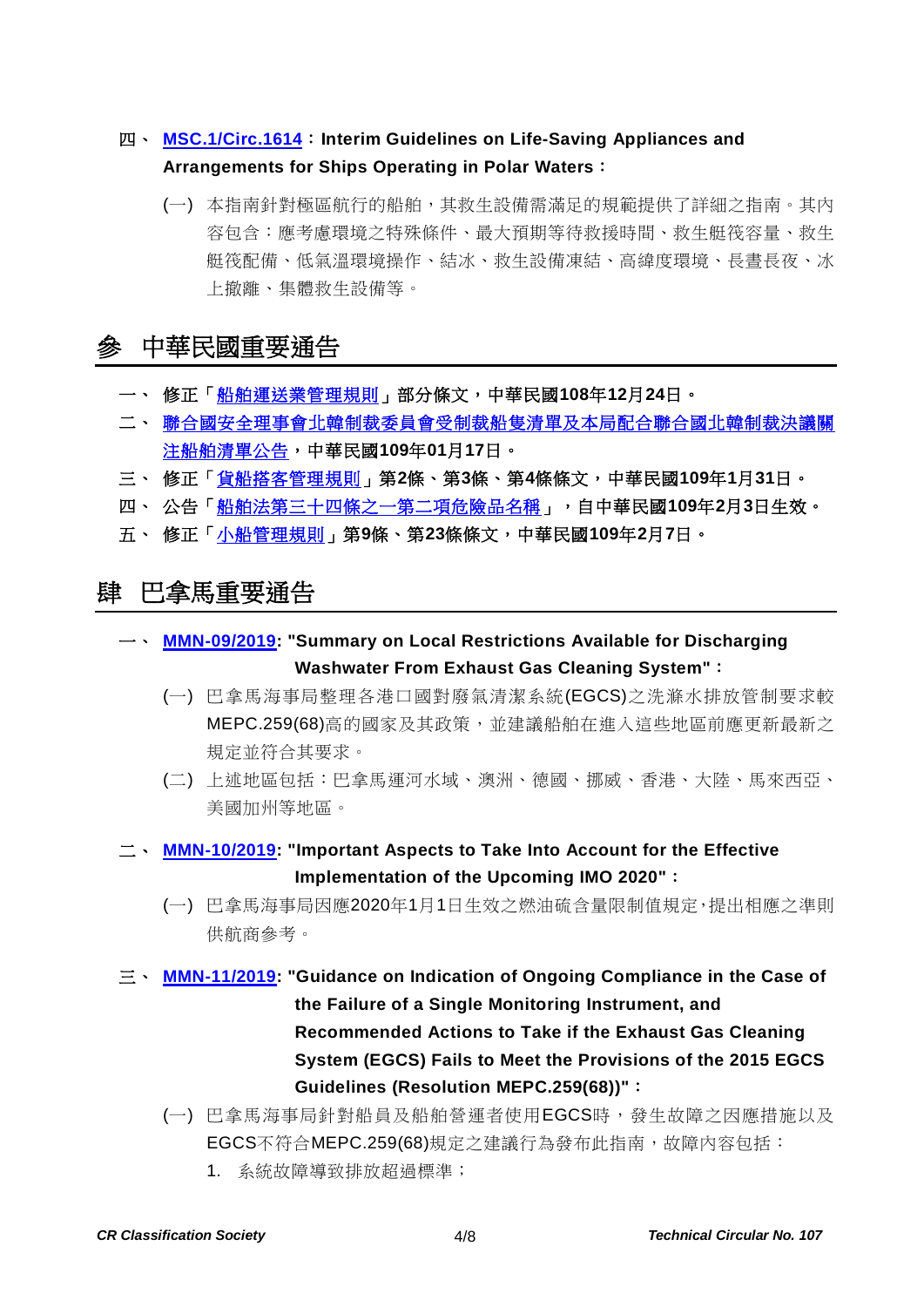四、 **[MSC.1/Circ.1614](MSC.1/Circ.1614)：Interim Guidelines on Life-Saving Appliances and Arrangements for Ships Operating in Polar Waters：**

(一) 本指南針對極區航行的船舶，其救生設備需滿足的規範提供了詳細之指南。其內容包含：應考慮環境之特殊條件、最大預期等待救援時間、救生艇筏容量、救生艇筏配備、低氣溫環境操作、結冰、救生設備凍結、高緯度環境、長晝長夜、冰上撤離、集體救生設備等。

## 參 中華民國重要通告

一、 **修正「船舶運送業管理規則」部分條文，中華民國108年12月24日。**

二、 **聯合國安全理事會北韓制裁委員會受制裁船隻清單及本局配合聯合國北韓制裁決議關注船舶清單公告，中華民國109年01月17日。**

三、 **修正「貨船搭客管理規則」第2條、第3條、第4條條文，中華民國109年1月31日。**

四、 **公告「船舶法第三十四條之一第二項危險品名稱」，自中華民國109年2月3日生效。**

五、 **修正「小船管理規則」第9條、第23條條文，中華民國109年2月7日。**

## 肆 巴拿馬重要通告

一、 **MMN-09/2019: "Summary on Local Restrictions Available for Discharging Washwater From Exhaust Gas Cleaning System"：**

(一) 巴拿馬海事局整理各港口國對廢氣清潔系統(EGCS)之洗滌水排放管制要求較MEPC.259(68)高的國家及其政策，並建議船舶在進入這些地區前應更新最新之規定並符合其要求。

(二) 上述地區包括：巴拿馬運河水域、澳洲、德國、挪威、香港、大陸、馬來西亞、美國加州等地區。

二、 **MMN-10/2019: "Important Aspects to Take Into Account for the Effective Implementation of the Upcoming IMO 2020"：**

(一) 巴拿馬海事局因應2020年1月1日生效之燃油硫含量限制值規定，提出相應之準則供航商參考。

三、 **MMN-11/2019: "Guidance on Indication of Ongoing Compliance in the Case of the Failure of a Single Monitoring Instrument, and Recommended Actions to Take if the Exhaust Gas Cleaning System (EGCS) Fails to Meet the Provisions of the 2015 EGCS Guidelines (Resolution MEPC.259(68))"：**

(一) 巴拿馬海事局針對船員及船舶營運者使用EGCS時，發生故障之因應措施以及EGCS不符合MEPC.259(68)規定之建議行為發布此指南，故障內容包括：

1. 系統故障導致排放超過標準；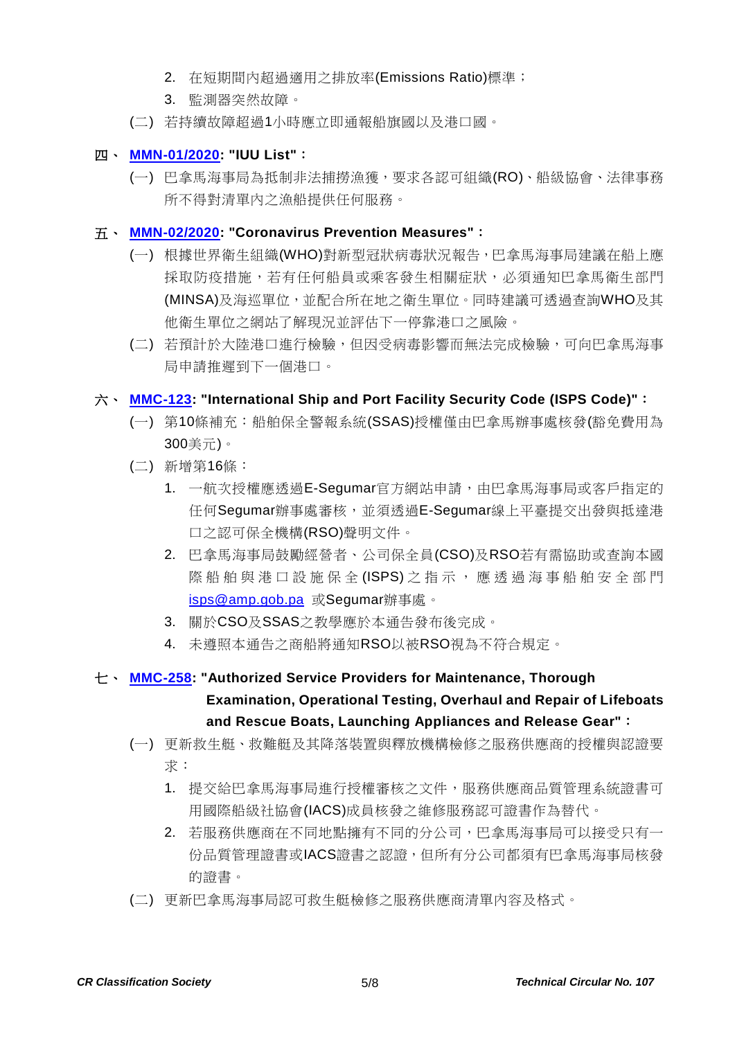2. 在短期間內超過適用之排放率(Emissions Ratio)標準；
3. 監測器突然故障。

(二) 若持續故障超過1小時應立即通報船旗國以及港口國。

四、 **MMN-01/2020: "IUU List"：**

(一) 巴拿馬海事局為抵制非法捕撈漁獲，要求各認可組織(RO)、船級協會、法律事務所不得對清單內之漁船提供任何服務。

五、 **MMN-02/2020: "Coronavirus Prevention Measures"：**

(一) 根據世界衛生組織(WHO)對新型冠狀病毒狀況報告，巴拿馬海事局建議在船上應採取防疫措施，若有任何船員或乘客發生相關症狀，必須通知巴拿馬衛生部門(MINSA)及海巡單位，並配合所在地之衛生單位。同時建議可透過查詢WHO及其他衛生單位之網站了解現況並評估下一停靠港口之風險。

(二) 若預計於大陸港口進行檢驗，但因受病毒影響而無法完成檢驗，可向巴拿馬海事局申請推遲到下一個港口。

六、 **MMC-123: "International Ship and Port Facility Security Code (ISPS Code)"：**

(一) 第10條補充：船舶保全警報系統(SSAS)授權僅由巴拿馬辦事處核發(豁免費用為300美元)。

(二) 新增第16條：

1. 一航次授權應透過E-Segumar官方網站申請，由巴拿馬海事局或客戶指定的任何Segumar辦事處審核，並須透過E-Segumar線上平臺提交出發與抵達港口之認可保全機構(RSO)聲明文件。
2. 巴拿馬海事局鼓勵經營者、公司保全員(CSO)及RSO若有需協助或查詢本國際船舶與港口設施保全(ISPS)之指示，應透過海事船舶安全部門 isps@amp.gob.pa 或Segumar辦事處。
3. 關於CSO及SSAS之教學應於本通告發布後完成。
4. 未遵照本通告之商船將通知RSO以被RSO視為不符合規定。

七、 **MMC-258: "Authorized Service Providers for Maintenance, Thorough Examination, Operational Testing, Overhaul and Repair of Lifeboats and Rescue Boats, Launching Appliances and Release Gear"：**

(一) 更新救生艇、救難艇及其降落裝置與釋放機構檢修之服務供應商的授權與認證要求：

1. 提交給巴拿馬海事局進行授權審核之文件，服務供應商品質管理系統證書可用國際船級社協會(IACS)成員核發之維修服務認可證書作為替代。
2. 若服務供應商在不同地點擁有不同的分公司，巴拿馬海事局可以接受只有一份品質管理證書或IACS證書之認證，但所有分公司都須有巴拿馬海事局核發的證書。

(二) 更新巴拿馬海事局認可救生艇檢修之服務供應商清單內容及格式。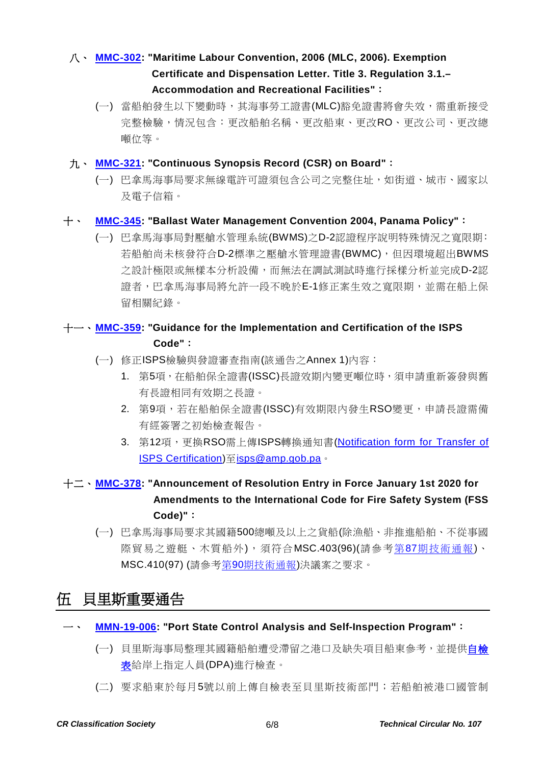八、 **MMC-302: "Maritime Labour Convention, 2006 (MLC, 2006). Exemption Certificate and Dispensation Letter. Title 3. Regulation 3.1.– Accommodation and Recreational Facilities"：**

(一) 當船舶發生以下變動時，其海事勞工證書(MLC)豁免證書將會失效，需重新接受完整檢驗，情況包含：更改船舶名稱、更改船東、更改RO、更改公司、更改總噸位等。

九、 **MMC-321: "Continuous Synopsis Record (CSR) on Board"：**

(一) 巴拿馬海事局要求無線電許可證須包含公司之完整住址，如街道、城市、國家以及電子信箱。

十、 **MMC-345: "Ballast Water Management Convention 2004, Panama Policy"：**

(一) 巴拿馬海事局對壓艙水管理系統(BWMS)之D-2認證程序說明特殊情況之寬限期：若船舶尚未核發符合D-2標準之壓艙水管理證書(BWMC)，但因環境超出BWMS之設計極限或無樣本分析設備，而無法在調試測試時進行採樣分析並完成D-2認證者，巴拿馬海事局將允許一段不晚於E-1修正案生效之寬限期，並需在船上保留相關紀錄。

十一、**MMC-359: "Guidance for the Implementation and Certification of the ISPS Code"：**

(一) 修正ISPS檢驗與發證審查指南(該通告之Annex 1)內容：

1. 第5項，在船舶保全證書(ISSC)長證效期內變更噸位時，須申請重新簽發與舊有長證相同有效期之長證。
2. 第9項，若在船舶保全證書(ISSC)有效期限內發生RSO變更，申請長證需備有經簽署之初始檢查報告。
3. 第12項，更換RSO需上傳ISPS轉換通知書(Notification form for Transfer of ISPS Certification)至isps@amp.gob.pa。

十二、**MMC-378: "Announcement of Resolution Entry in Force January 1st 2020 for Amendments to the International Code for Fire Safety System (FSS Code)"：**

(一) 巴拿馬海事局要求其國籍500總噸及以上之貨船(除漁船、非推進船舶、不從事國際貿易之遊艇、木質船外)，須符合MSC.403(96)(請參考第87期技術通報)、MSC.410(97) (請參考第90期技術通報)決議案之要求。

# 伍 貝里斯重要通告

一、 **MMN-19-006: "Port State Control Analysis and Self-Inspection Program"：**

(一) 貝里斯海事局整理其國籍船舶遭受滯留之港口及缺失項目船東參考，並提供自檢表給岸上指定人員(DPA)進行檢查。

(二) 要求船東於每月5號以前上傳自檢表至貝里斯技術部門；若船舶被港口國管制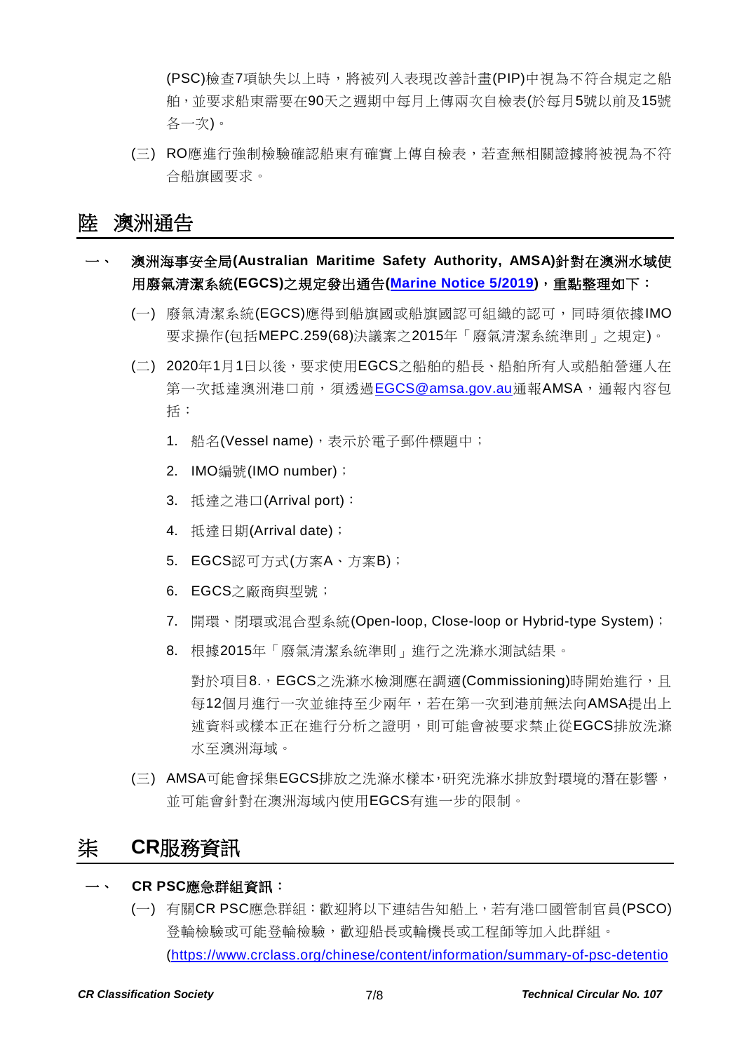(PSC)檢查7項缺失以上時，將被列入表現改善計畫(PIP)中視為不符合規定之船舶，並要求船東需要在90天之週期中每月上傳兩次自檢表(於每月5號以前及15號各一次)。

(三) RO應進行強制檢驗確認船東有確實上傳自檢表，若查無相關證據將被視為不符合船旗國要求。

# 陸 澳洲通告

## 一、 澳洲海事安全局(Australian Maritime Safety Authority, AMSA)針對在澳洲水域使用廢氣清潔系統(EGCS)之規定發出通告([Marine Notice 5/2019](Marine Notice 5/2019))，重點整理如下：

(一) 廢氣清潔系統(EGCS)應得到船旗國或船旗國認可組織的認可，同時須依據IMO要求操作(包括MEPC.259(68)決議案之2015年「廢氣清潔系統準則」之規定)。

(二) 2020年1月1日以後，要求使用EGCS之船舶的船長、船舶所有人或船舶營運人在第一次抵達澳洲港口前，須透過[EGCS@amsa.gov.au](mailto:EGCS@amsa.gov.au)通報AMSA，通報內容包括：

1. 船名(Vessel name)，表示於電子郵件標題中；
2. IMO編號(IMO number)；
3. 抵達之港口(Arrival port)；
4. 抵達日期(Arrival date)；
5. EGCS認可方式(方案A、方案B)；
6. EGCS之廠商與型號；
7. 開環、閉環或混合型系統(Open-loop, Close-loop or Hybrid-type System)；
8. 根據2015年「廢氣清潔系統準則」進行之洗滌水測試結果。

   對於項目8.，EGCS之洗滌水檢測應在調適(Commissioning)時開始進行，且每12個月進行一次並維持至少兩年，若在第一次到港前無法向AMSA提出上述資料或樣本正在進行分析之證明，則可能會被要求禁止從EGCS排放洗滌水至澳洲海域。

(三) AMSA可能會採集EGCS排放之洗滌水樣本，研究洗滌水排放對環境的潛在影響，並可能會針對在澳洲海域內使用EGCS有進一步的限制。

# 柒 CR服務資訊

## 一、 CR PSC應急群組資訊：

(一) 有關CR PSC應急群組：歡迎將以下連結告知船上，若有港口國管制官員(PSCO)登輪檢驗或可能登輪檢驗，歡迎船長或輪機長或工程師等加入此群組。
(https://www.crclass.org/chinese/content/information/summary-of-psc-detentio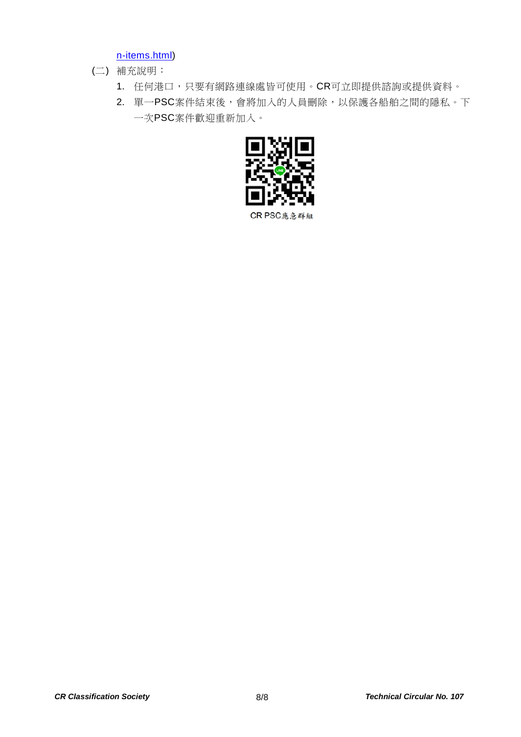n-items.html)

(二) 補充說明：

1. 任何港口，只要有網路連線處皆可使用。CR可立即提供諮詢或提供資料。
2. 單一PSC案件結束後，會將加入的人員刪除，以保護各船舶之間的隱私。下一次PSC案件歡迎重新加入。

CR PSC應急群組